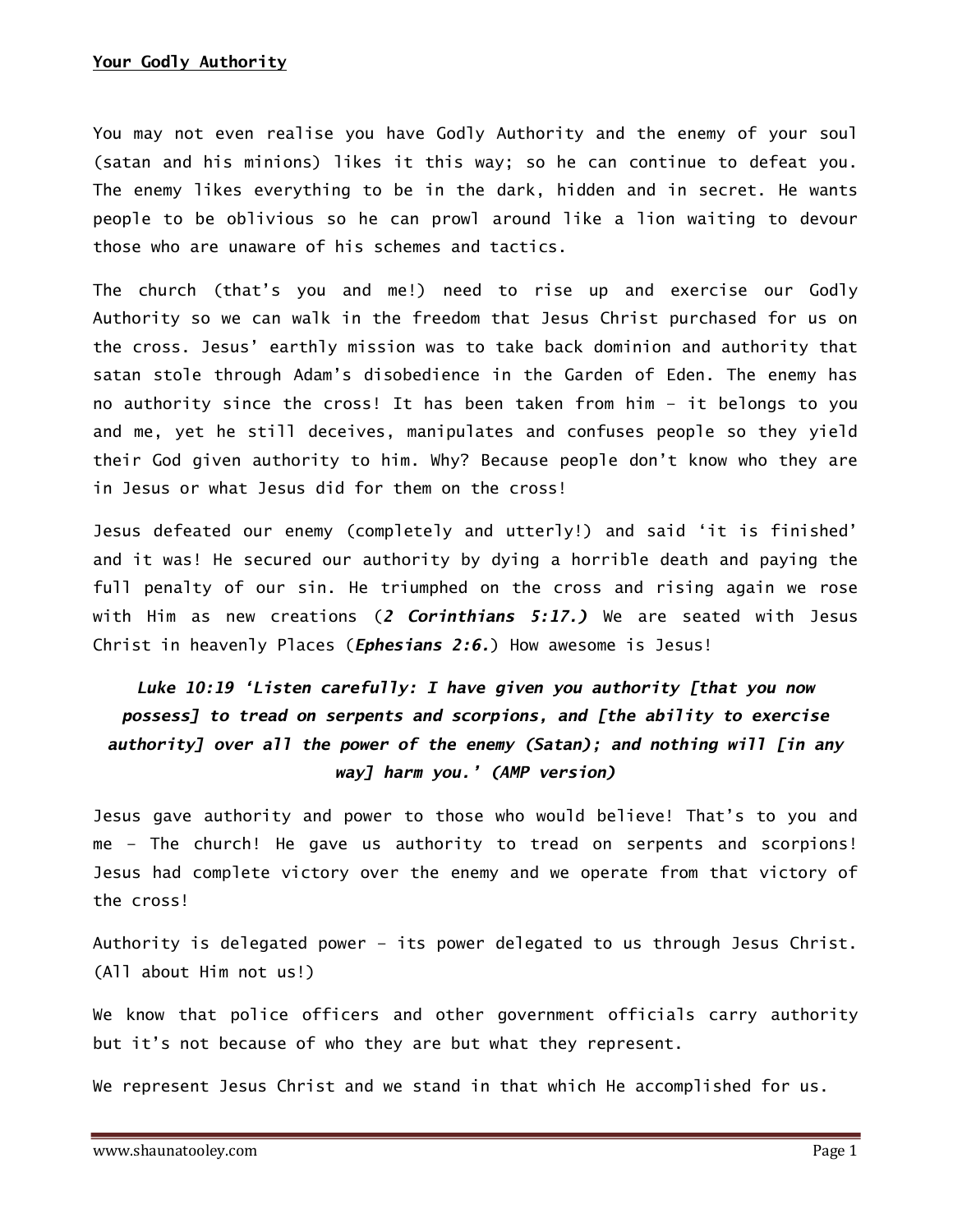**<u>Your Godly Authority</u>**

You may not even realise you have Godly Authority and the enemy of your soul (satan and his minions) likes it this way; so he can continue to defeat you. The enemy likes everything to be in the dark, hidden and in secret. He wants people to be oblivious so he can prowl around like a lion waiting to devour those who are unaware of his schemes and tactics.

The church (that's you and me!) need to rise up and exercise our Godly Authority so we can walk in the freedom that Jesus Christ purchased for us on the cross. Jesus' earthly mission was to take back dominion and authority that satan stole through Adam's disobedience in the Garden of Eden. The enemy has no authority since the cross! It has been taken from him – it belongs to you and me, yet he still deceives, manipulates and confuses people so they yield their God given authority to him. Why? Because people don't know who they are in Jesus or what Jesus did for them on the cross!

Jesus defeated our enemy (completely and utterly!) and said 'it is finished' and it was! He secured our authority by dying a horrible death and paying the full penalty of our sin. He triumphed on the cross and rising again we rose with Him as new creations (***2 Corinthians 5:17.)*** We are seated with Jesus Christ in heavenly Places (***Ephesians 2:6.***) How awesome is Jesus!

***Luke 10:19 'Listen carefully: I have given you authority [that you now possess] to tread on serpents and scorpions, and [the ability to exercise authority] over all the power of the enemy (Satan); and nothing will [in any way] harm you.' (AMP version)***

Jesus gave authority and power to those who would believe! That's to you and me – The church! He gave us authority to tread on serpents and scorpions! Jesus had complete victory over the enemy and we operate from that victory of the cross!

Authority is delegated power – its power delegated to us through Jesus Christ. (All about Him not us!)

We know that police officers and other government officials carry authority but it's not because of who they are but what they represent.

We represent Jesus Christ and we stand in that which He accomplished for us.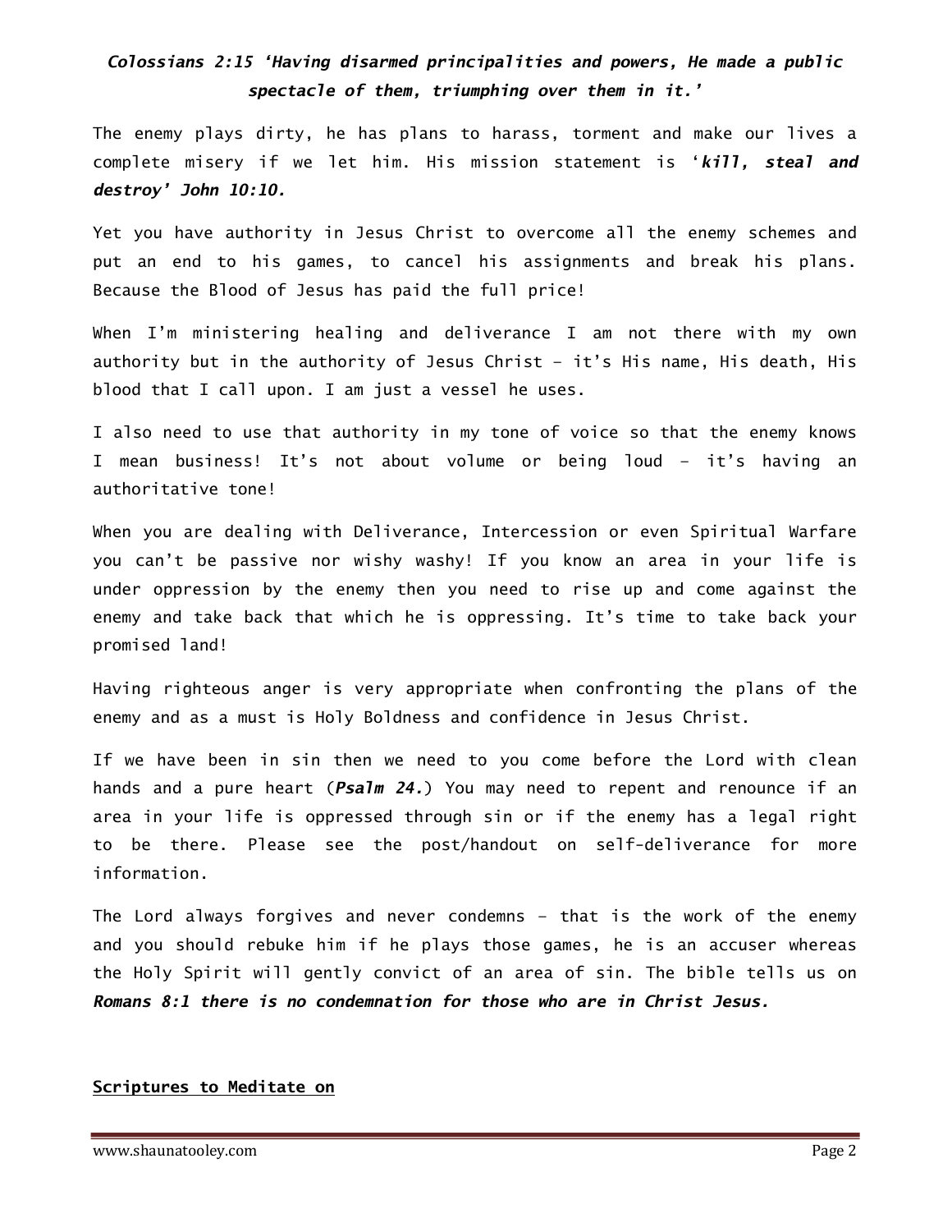***Colossians 2:15 'Having disarmed principalities and powers, He made a public spectacle of them, triumphing over them in it.'***

The enemy plays dirty, he has plans to harass, torment and make our lives a complete misery if we let him. His mission statement is '***kill, steal and destroy' John 10:10.***

Yet you have authority in Jesus Christ to overcome all the enemy schemes and put an end to his games, to cancel his assignments and break his plans. Because the Blood of Jesus has paid the full price!

When I'm ministering healing and deliverance I am not there with my own authority but in the authority of Jesus Christ – it's His name, His death, His blood that I call upon. I am just a vessel he uses.

I also need to use that authority in my tone of voice so that the enemy knows I mean business! It's not about volume or being loud – it's having an authoritative tone!

When you are dealing with Deliverance, Intercession or even Spiritual Warfare you can't be passive nor wishy washy! If you know an area in your life is under oppression by the enemy then you need to rise up and come against the enemy and take back that which he is oppressing. It's time to take back your promised land!

Having righteous anger is very appropriate when confronting the plans of the enemy and as a must is Holy Boldness and confidence in Jesus Christ.

If we have been in sin then we need to you come before the Lord with clean hands and a pure heart (***Psalm 24.***) You may need to repent and renounce if an area in your life is oppressed through sin or if the enemy has a legal right to be there. Please see the post/handout on self-deliverance for more information.

The Lord always forgives and never condemns – that is the work of the enemy and you should rebuke him if he plays those games, he is an accuser whereas the Holy Spirit will gently convict of an area of sin. The bible tells us on ***Romans 8:1 there is no condemnation for those who are in Christ Jesus.***

**Scriptures to Meditate on**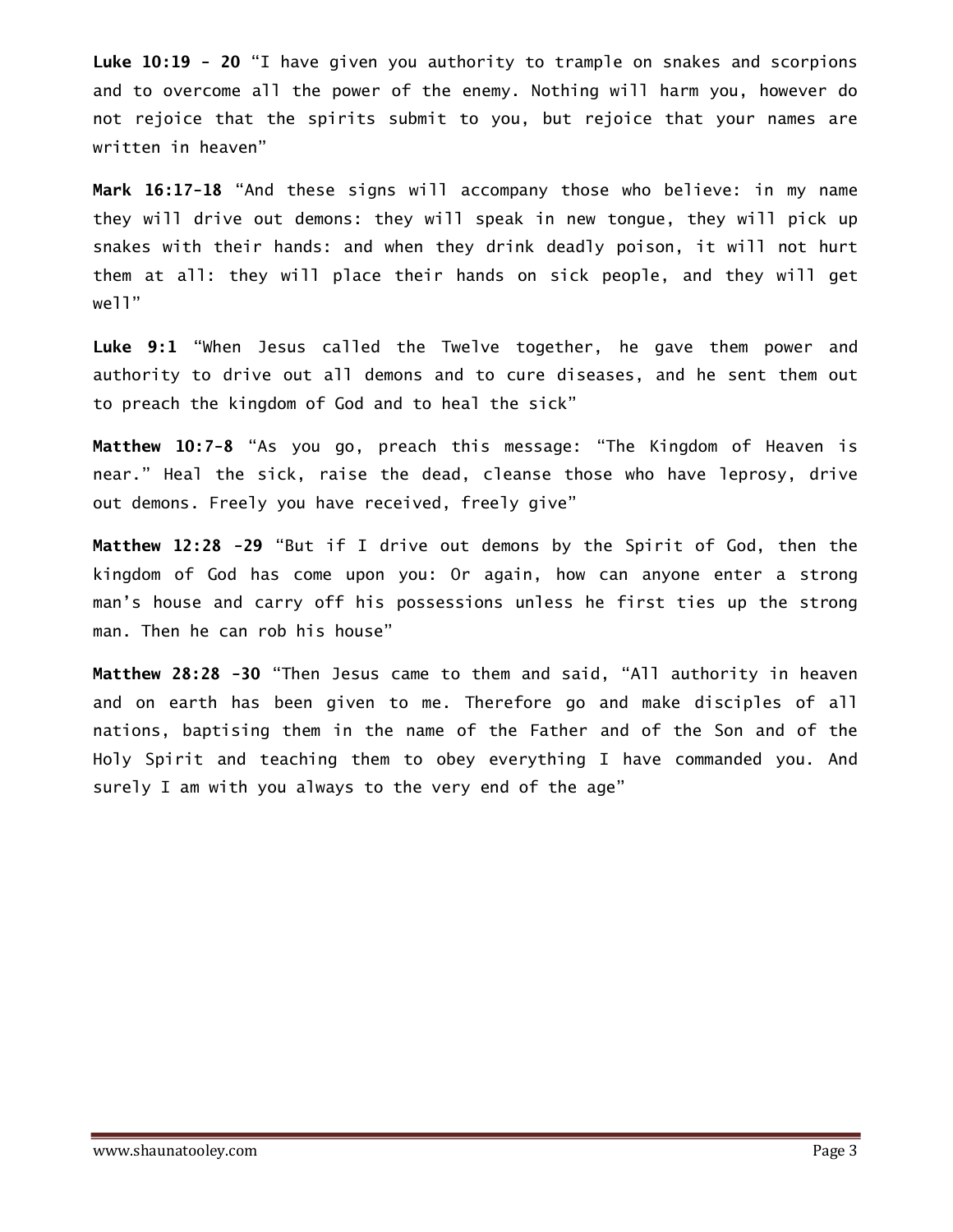**Luke 10:19 - 20** “I have given you authority to trample on snakes and scorpions and to overcome all the power of the enemy. Nothing will harm you, however do not rejoice that the spirits submit to you, but rejoice that your names are written in heaven”

**Mark 16:17-18** “And these signs will accompany those who believe: in my name they will drive out demons: they will speak in new tongue, they will pick up snakes with their hands: and when they drink deadly poison, it will not hurt them at all: they will place their hands on sick people, and they will get well”

**Luke 9:1** “When Jesus called the Twelve together, he gave them power and authority to drive out all demons and to cure diseases, and he sent them out to preach the kingdom of God and to heal the sick”

**Matthew 10:7-8** “As you go, preach this message: “The Kingdom of Heaven is near.” Heal the sick, raise the dead, cleanse those who have leprosy, drive out demons. Freely you have received, freely give”

**Matthew 12:28 -29** “But if I drive out demons by the Spirit of God, then the kingdom of God has come upon you: Or again, how can anyone enter a strong man’s house and carry off his possessions unless he first ties up the strong man. Then he can rob his house”

**Matthew 28:28 -30** “Then Jesus came to them and said, “All authority in heaven and on earth has been given to me. Therefore go and make disciples of all nations, baptising them in the name of the Father and of the Son and of the Holy Spirit and teaching them to obey everything I have commanded you. And surely I am with you always to the very end of the age”